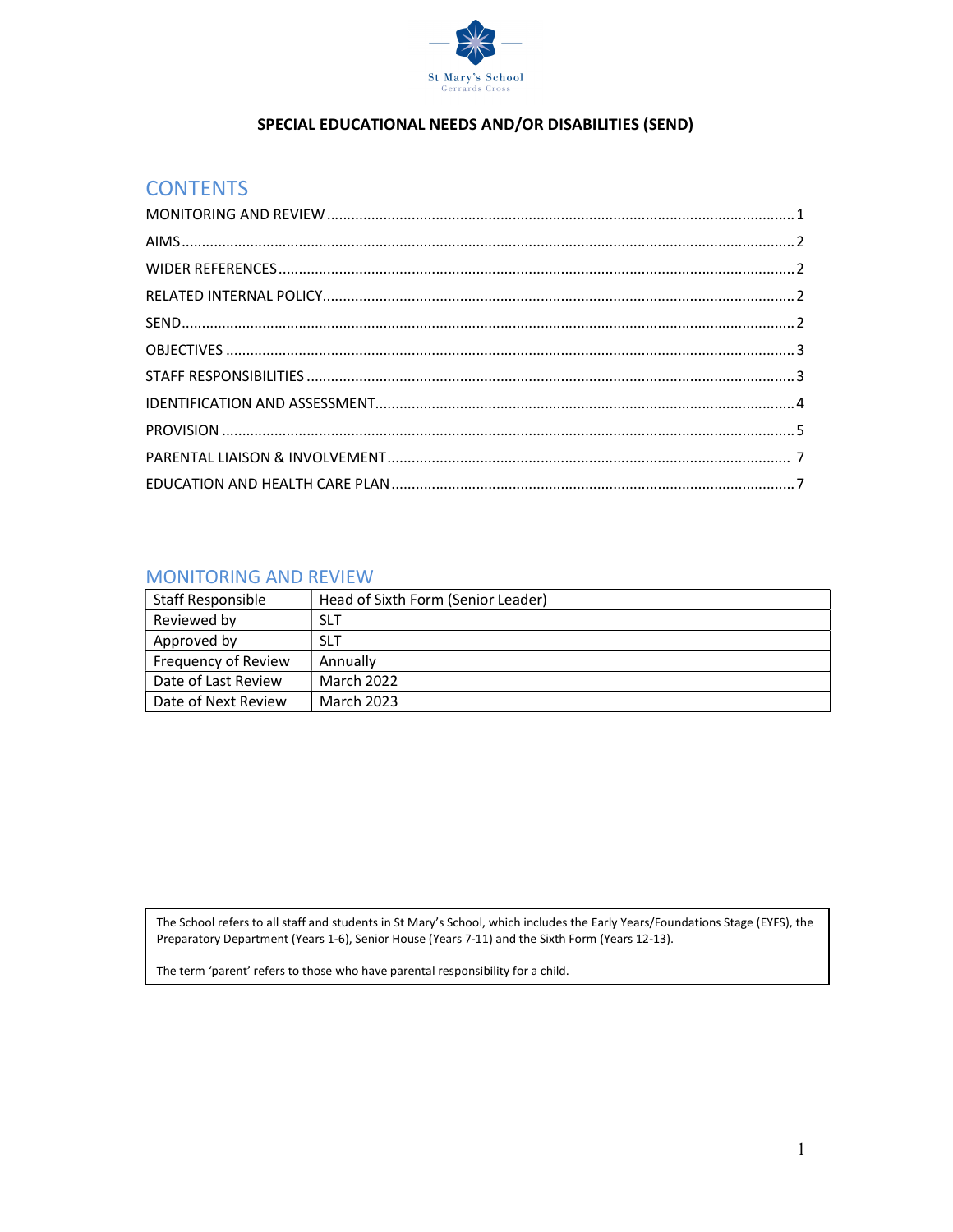St Mary's School
Gerrards Cross

# SPECIAL EDUCATIONAL NEEDS AND/OR DISABILITIES (SEND)

## CONTENTS

MONITORING AND REVIEW .......... 1
AIMS .......... 2
WIDER REFERENCES .......... 2
RELATED INTERNAL POLICY .......... 2
SEND .......... 2
OBJECTIVES .......... 3
STAFF RESPONSIBILITIES .......... 3
IDENTIFICATION AND ASSESSMENT .......... 4
PROVISION .......... 5
PARENTAL LIAISON & INVOLVEMENT .......... 7
EDUCATION AND HEALTH CARE PLAN .......... 7

## MONITORING AND REVIEW

| | |
|---|---|
| Staff Responsible | Head of Sixth Form (Senior Leader) |
| Reviewed by | SLT |
| Approved by | SLT |
| Frequency of Review | Annually |
| Date of Last Review | March 2022 |
| Date of Next Review | March 2023 |

The School refers to all staff and students in St Mary's School, which includes the Early Years/Foundations Stage (EYFS), the Preparatory Department (Years 1-6), Senior House (Years 7-11) and the Sixth Form (Years 12-13).

The term 'parent' refers to those who have parental responsibility for a child.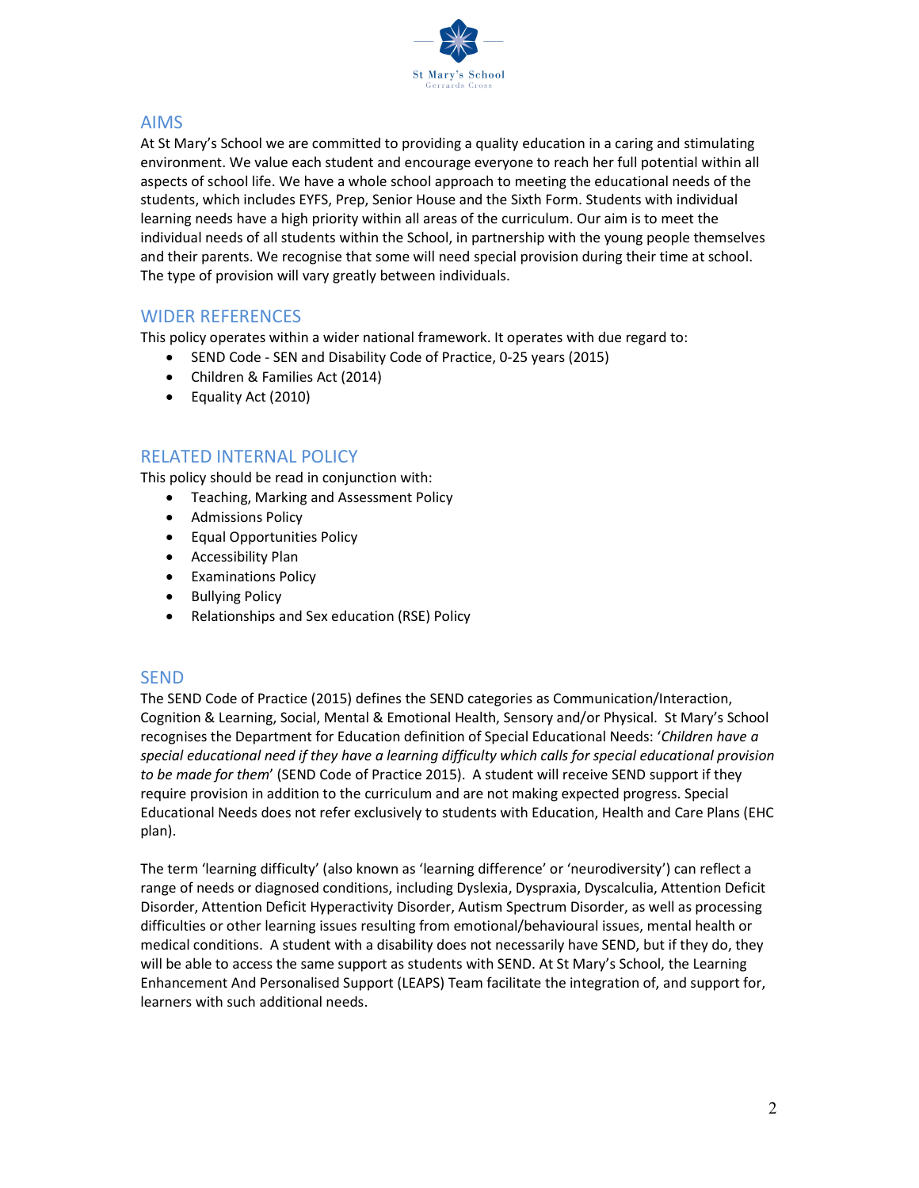## AIMS

At St Mary's School we are committed to providing a quality education in a caring and stimulating environment. We value each student and encourage everyone to reach her full potential within all aspects of school life. We have a whole school approach to meeting the educational needs of the students, which includes EYFS, Prep, Senior House and the Sixth Form. Students with individual learning needs have a high priority within all areas of the curriculum. Our aim is to meet the individual needs of all students within the School, in partnership with the young people themselves and their parents. We recognise that some will need special provision during their time at school. The type of provision will vary greatly between individuals.

## WIDER REFERENCES

This policy operates within a wider national framework. It operates with due regard to:

- SEND Code - SEN and Disability Code of Practice, 0-25 years (2015)
- Children & Families Act (2014)
- Equality Act (2010)

## RELATED INTERNAL POLICY

This policy should be read in conjunction with:

- Teaching, Marking and Assessment Policy
- Admissions Policy
- Equal Opportunities Policy
- Accessibility Plan
- Examinations Policy
- Bullying Policy
- Relationships and Sex education (RSE) Policy

## SEND

The SEND Code of Practice (2015) defines the SEND categories as Communication/Interaction, Cognition & Learning, Social, Mental & Emotional Health, Sensory and/or Physical. St Mary's School recognises the Department for Education definition of Special Educational Needs: '*Children have a special educational need if they have a learning difficulty which calls for special educational provision to be made for them*' (SEND Code of Practice 2015). A student will receive SEND support if they require provision in addition to the curriculum and are not making expected progress. Special Educational Needs does not refer exclusively to students with Education, Health and Care Plans (EHC plan).

The term 'learning difficulty' (also known as 'learning difference' or 'neurodiversity') can reflect a range of needs or diagnosed conditions, including Dyslexia, Dyspraxia, Dyscalculia, Attention Deficit Disorder, Attention Deficit Hyperactivity Disorder, Autism Spectrum Disorder, as well as processing difficulties or other learning issues resulting from emotional/behavioural issues, mental health or medical conditions. A student with a disability does not necessarily have SEND, but if they do, they will be able to access the same support as students with SEND. At St Mary's School, the Learning Enhancement And Personalised Support (LEAPS) Team facilitate the integration of, and support for, learners with such additional needs.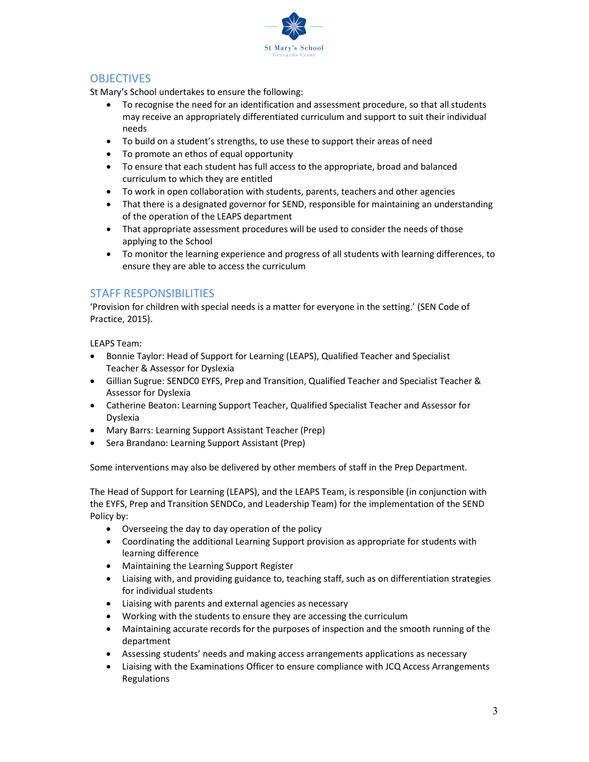## OBJECTIVES

St Mary's School undertakes to ensure the following:

- To recognise the need for an identification and assessment procedure, so that all students may receive an appropriately differentiated curriculum and support to suit their individual needs
- To build on a student's strengths, to use these to support their areas of need
- To promote an ethos of equal opportunity
- To ensure that each student has full access to the appropriate, broad and balanced curriculum to which they are entitled
- To work in open collaboration with students, parents, teachers and other agencies
- That there is a designated governor for SEND, responsible for maintaining an understanding of the operation of the LEAPS department
- That appropriate assessment procedures will be used to consider the needs of those applying to the School
- To monitor the learning experience and progress of all students with learning differences, to ensure they are able to access the curriculum

## STAFF RESPONSIBILITIES

'Provision for children with special needs is a matter for everyone in the setting.' (SEN Code of Practice, 2015).

LEAPS Team:

- Bonnie Taylor: Head of Support for Learning (LEAPS), Qualified Teacher and Specialist Teacher & Assessor for Dyslexia
- Gillian Sugrue: SENDC0 EYFS, Prep and Transition, Qualified Teacher and Specialist Teacher & Assessor for Dyslexia
- Catherine Beaton: Learning Support Teacher, Qualified Specialist Teacher and Assessor for Dyslexia
- Mary Barrs: Learning Support Assistant Teacher (Prep)
- Sera Brandano: Learning Support Assistant (Prep)

Some interventions may also be delivered by other members of staff in the Prep Department.

The Head of Support for Learning (LEAPS), and the LEAPS Team, is responsible (in conjunction with the EYFS, Prep and Transition SENDCo, and Leadership Team) for the implementation of the SEND Policy by:

- Overseeing the day to day operation of the policy
- Coordinating the additional Learning Support provision as appropriate for students with learning difference
- Maintaining the Learning Support Register
- Liaising with, and providing guidance to, teaching staff, such as on differentiation strategies for individual students
- Liaising with parents and external agencies as necessary
- Working with the students to ensure they are accessing the curriculum
- Maintaining accurate records for the purposes of inspection and the smooth running of the department
- Assessing students' needs and making access arrangements applications as necessary
- Liaising with the Examinations Officer to ensure compliance with JCQ Access Arrangements Regulations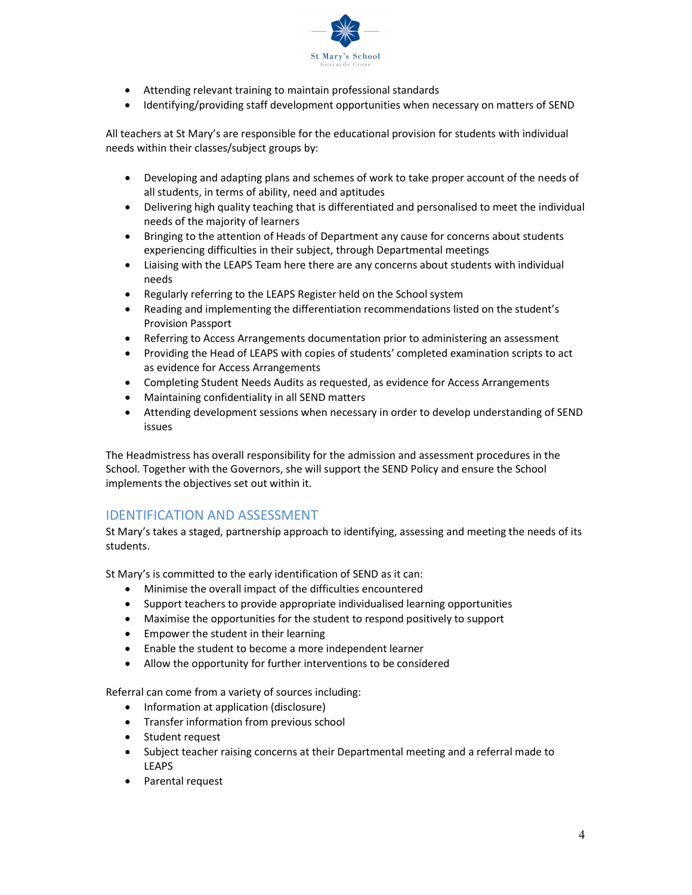- Attending relevant training to maintain professional standards
- Identifying/providing staff development opportunities when necessary on matters of SEND

All teachers at St Mary's are responsible for the educational provision for students with individual needs within their classes/subject groups by:

- Developing and adapting plans and schemes of work to take proper account of the needs of all students, in terms of ability, need and aptitudes
- Delivering high quality teaching that is differentiated and personalised to meet the individual needs of the majority of learners
- Bringing to the attention of Heads of Department any cause for concerns about students experiencing difficulties in their subject, through Departmental meetings
- Liaising with the LEAPS Team here there are any concerns about students with individual needs
- Regularly referring to the LEAPS Register held on the School system
- Reading and implementing the differentiation recommendations listed on the student's Provision Passport
- Referring to Access Arrangements documentation prior to administering an assessment
- Providing the Head of LEAPS with copies of students' completed examination scripts to act as evidence for Access Arrangements
- Completing Student Needs Audits as requested, as evidence for Access Arrangements
- Maintaining confidentiality in all SEND matters
- Attending development sessions when necessary in order to develop understanding of SEND issues

The Headmistress has overall responsibility for the admission and assessment procedures in the School. Together with the Governors, she will support the SEND Policy and ensure the School implements the objectives set out within it.

## IDENTIFICATION AND ASSESSMENT

St Mary's takes a staged, partnership approach to identifying, assessing and meeting the needs of its students.

St Mary's is committed to the early identification of SEND as it can:

- Minimise the overall impact of the difficulties encountered
- Support teachers to provide appropriate individualised learning opportunities
- Maximise the opportunities for the student to respond positively to support
- Empower the student in their learning
- Enable the student to become a more independent learner
- Allow the opportunity for further interventions to be considered

Referral can come from a variety of sources including:

- Information at application (disclosure)
- Transfer information from previous school
- Student request
- Subject teacher raising concerns at their Departmental meeting and a referral made to LEAPS
- Parental request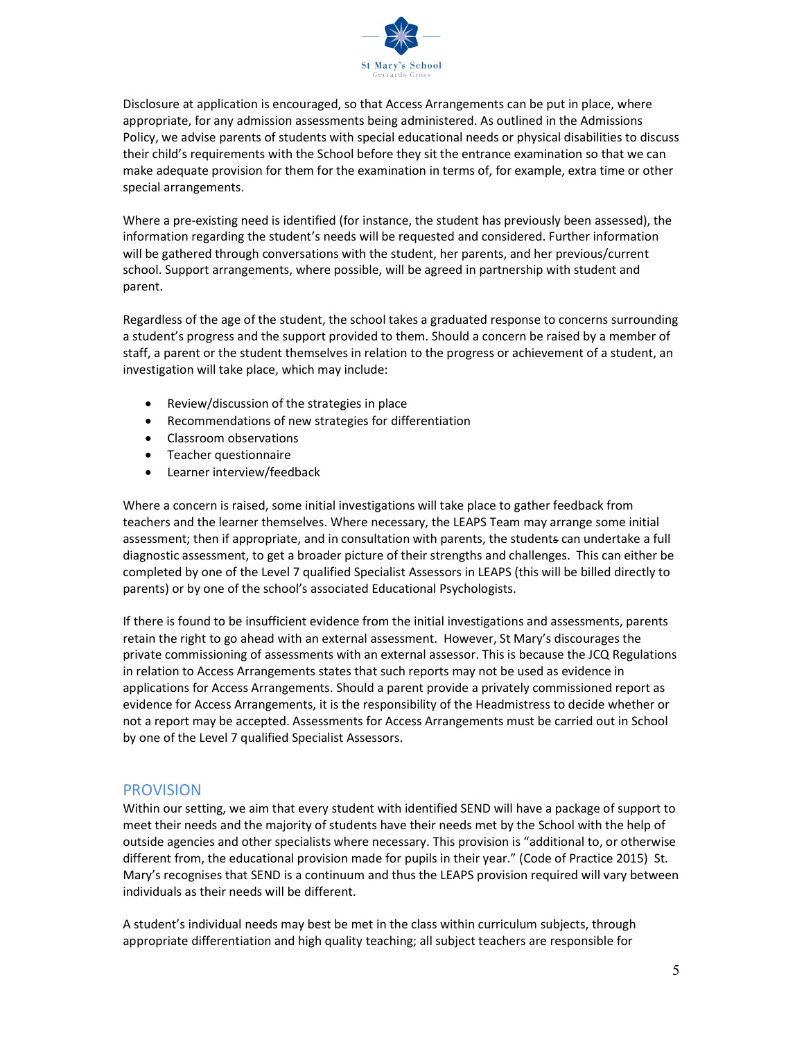Disclosure at application is encouraged, so that Access Arrangements can be put in place, where appropriate, for any admission assessments being administered. As outlined in the Admissions Policy, we advise parents of students with special educational needs or physical disabilities to discuss their child's requirements with the School before they sit the entrance examination so that we can make adequate provision for them for the examination in terms of, for example, extra time or other special arrangements.

Where a pre-existing need is identified (for instance, the student has previously been assessed), the information regarding the student's needs will be requested and considered. Further information will be gathered through conversations with the student, her parents, and her previous/current school. Support arrangements, where possible, will be agreed in partnership with student and parent.

Regardless of the age of the student, the school takes a graduated response to concerns surrounding a student's progress and the support provided to them. Should a concern be raised by a member of staff, a parent or the student themselves in relation to the progress or achievement of a student, an investigation will take place, which may include:

- Review/discussion of the strategies in place
- Recommendations of new strategies for differentiation
- Classroom observations
- Teacher questionnaire
- Learner interview/feedback

Where a concern is raised, some initial investigations will take place to gather feedback from teachers and the learner themselves. Where necessary, the LEAPS Team may arrange some initial assessment; then if appropriate, and in consultation with parents, the students can undertake a full diagnostic assessment, to get a broader picture of their strengths and challenges. This can either be completed by one of the Level 7 qualified Specialist Assessors in LEAPS (this will be billed directly to parents) or by one of the school's associated Educational Psychologists.

If there is found to be insufficient evidence from the initial investigations and assessments, parents retain the right to go ahead with an external assessment. However, St Mary's discourages the private commissioning of assessments with an external assessor. This is because the JCQ Regulations in relation to Access Arrangements states that such reports may not be used as evidence in applications for Access Arrangements. Should a parent provide a privately commissioned report as evidence for Access Arrangements, it is the responsibility of the Headmistress to decide whether or not a report may be accepted. Assessments for Access Arrangements must be carried out in School by one of the Level 7 qualified Specialist Assessors.

## PROVISION

Within our setting, we aim that every student with identified SEND will have a package of support to meet their needs and the majority of students have their needs met by the School with the help of outside agencies and other specialists where necessary. This provision is "additional to, or otherwise different from, the educational provision made for pupils in their year." (Code of Practice 2015) St. Mary's recognises that SEND is a continuum and thus the LEAPS provision required will vary between individuals as their needs will be different.

A student's individual needs may best be met in the class within curriculum subjects, through appropriate differentiation and high quality teaching; all subject teachers are responsible for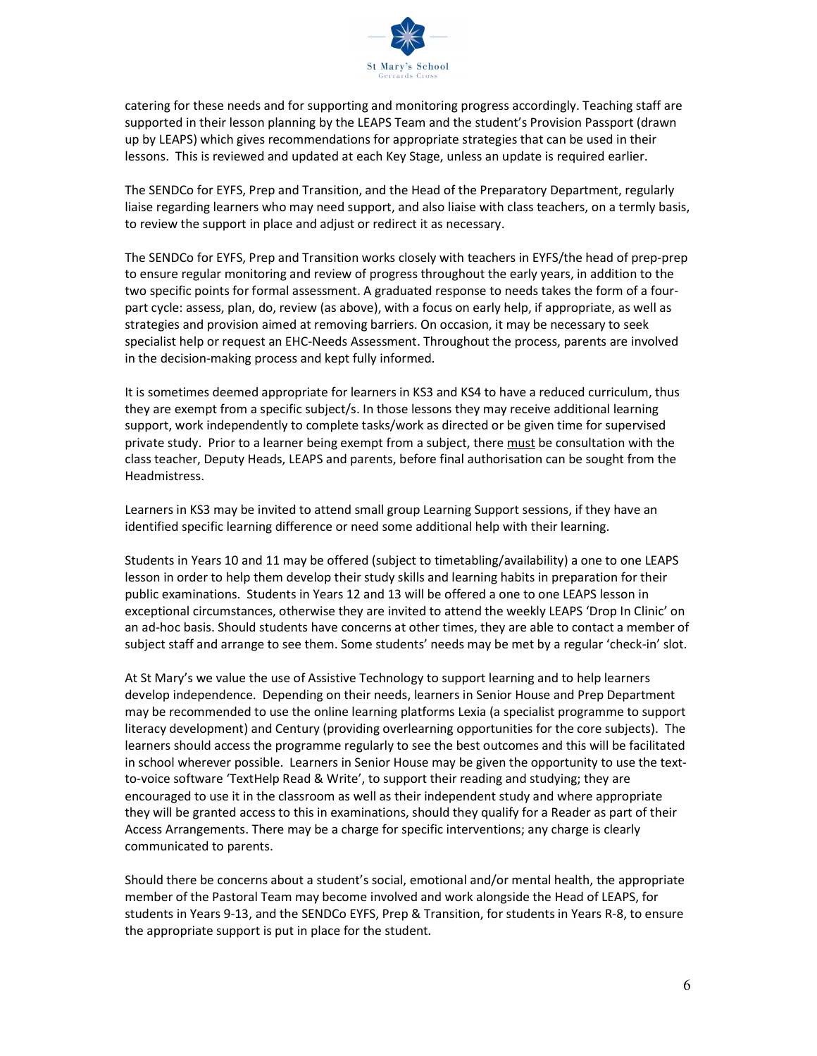catering for these needs and for supporting and monitoring progress accordingly. Teaching staff are supported in their lesson planning by the LEAPS Team and the student's Provision Passport (drawn up by LEAPS) which gives recommendations for appropriate strategies that can be used in their lessons. This is reviewed and updated at each Key Stage, unless an update is required earlier.

The SENDCo for EYFS, Prep and Transition, and the Head of the Preparatory Department, regularly liaise regarding learners who may need support, and also liaise with class teachers, on a termly basis, to review the support in place and adjust or redirect it as necessary.

The SENDCo for EYFS, Prep and Transition works closely with teachers in EYFS/the head of prep-prep to ensure regular monitoring and review of progress throughout the early years, in addition to the two specific points for formal assessment. A graduated response to needs takes the form of a four-part cycle: assess, plan, do, review (as above), with a focus on early help, if appropriate, as well as strategies and provision aimed at removing barriers. On occasion, it may be necessary to seek specialist help or request an EHC-Needs Assessment. Throughout the process, parents are involved in the decision-making process and kept fully informed.

It is sometimes deemed appropriate for learners in KS3 and KS4 to have a reduced curriculum, thus they are exempt from a specific subject/s. In those lessons they may receive additional learning support, work independently to complete tasks/work as directed or be given time for supervised private study. Prior to a learner being exempt from a subject, there <u>must</u> be consultation with the class teacher, Deputy Heads, LEAPS and parents, before final authorisation can be sought from the Headmistress.

Learners in KS3 may be invited to attend small group Learning Support sessions, if they have an identified specific learning difference or need some additional help with their learning.

Students in Years 10 and 11 may be offered (subject to timetabling/availability) a one to one LEAPS lesson in order to help them develop their study skills and learning habits in preparation for their public examinations. Students in Years 12 and 13 will be offered a one to one LEAPS lesson in exceptional circumstances, otherwise they are invited to attend the weekly LEAPS 'Drop In Clinic' on an ad-hoc basis. Should students have concerns at other times, they are able to contact a member of subject staff and arrange to see them. Some students' needs may be met by a regular 'check-in' slot.

At St Mary's we value the use of Assistive Technology to support learning and to help learners develop independence. Depending on their needs, learners in Senior House and Prep Department may be recommended to use the online learning platforms Lexia (a specialist programme to support literacy development) and Century (providing overlearning opportunities for the core subjects). The learners should access the programme regularly to see the best outcomes and this will be facilitated in school wherever possible. Learners in Senior House may be given the opportunity to use the text-to-voice software 'TextHelp Read & Write', to support their reading and studying; they are encouraged to use it in the classroom as well as their independent study and where appropriate they will be granted access to this in examinations, should they qualify for a Reader as part of their Access Arrangements. There may be a charge for specific interventions; any charge is clearly communicated to parents.

Should there be concerns about a student's social, emotional and/or mental health, the appropriate member of the Pastoral Team may become involved and work alongside the Head of LEAPS, for students in Years 9-13, and the SENDCo EYFS, Prep & Transition, for students in Years R-8, to ensure the appropriate support is put in place for the student.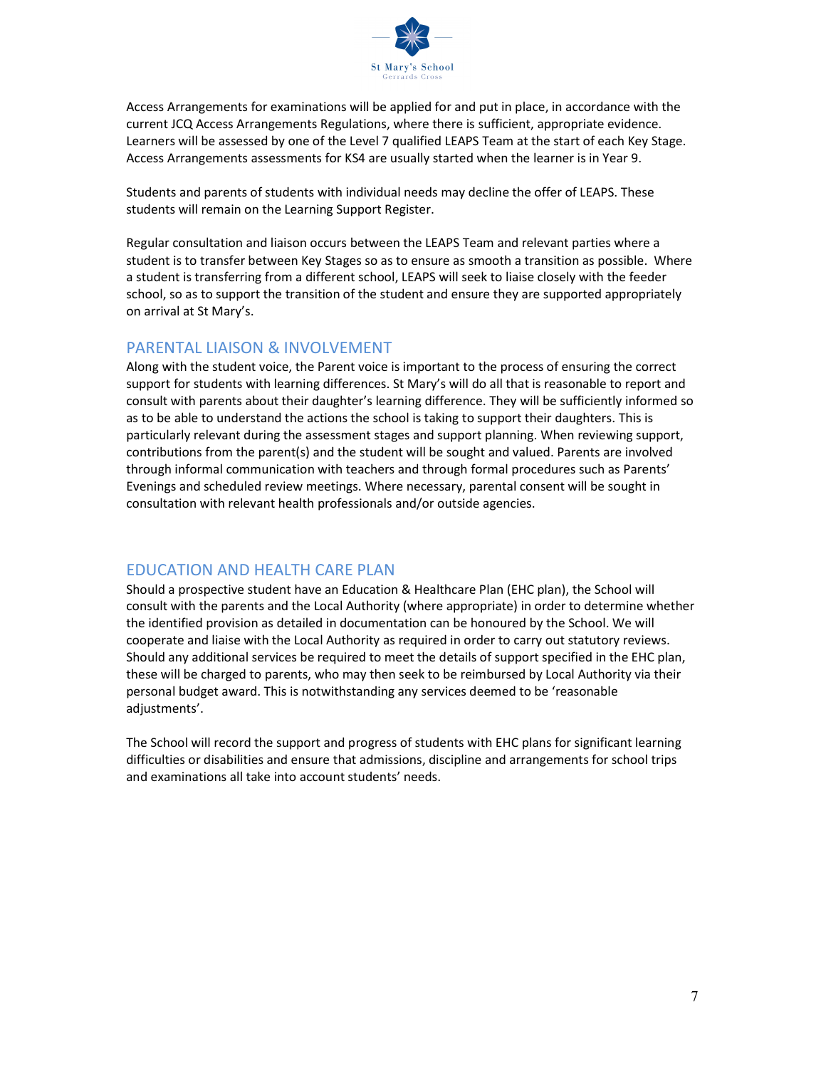Access Arrangements for examinations will be applied for and put in place, in accordance with the current JCQ Access Arrangements Regulations, where there is sufficient, appropriate evidence. Learners will be assessed by one of the Level 7 qualified LEAPS Team at the start of each Key Stage. Access Arrangements assessments for KS4 are usually started when the learner is in Year 9.

Students and parents of students with individual needs may decline the offer of LEAPS. These students will remain on the Learning Support Register.

Regular consultation and liaison occurs between the LEAPS Team and relevant parties where a student is to transfer between Key Stages so as to ensure as smooth a transition as possible. Where a student is transferring from a different school, LEAPS will seek to liaise closely with the feeder school, so as to support the transition of the student and ensure they are supported appropriately on arrival at St Mary's.

## PARENTAL LIAISON & INVOLVEMENT

Along with the student voice, the Parent voice is important to the process of ensuring the correct support for students with learning differences. St Mary's will do all that is reasonable to report and consult with parents about their daughter's learning difference. They will be sufficiently informed so as to be able to understand the actions the school is taking to support their daughters. This is particularly relevant during the assessment stages and support planning. When reviewing support, contributions from the parent(s) and the student will be sought and valued. Parents are involved through informal communication with teachers and through formal procedures such as Parents' Evenings and scheduled review meetings. Where necessary, parental consent will be sought in consultation with relevant health professionals and/or outside agencies.

## EDUCATION AND HEALTH CARE PLAN

Should a prospective student have an Education & Healthcare Plan (EHC plan), the School will consult with the parents and the Local Authority (where appropriate) in order to determine whether the identified provision as detailed in documentation can be honoured by the School. We will cooperate and liaise with the Local Authority as required in order to carry out statutory reviews. Should any additional services be required to meet the details of support specified in the EHC plan, these will be charged to parents, who may then seek to be reimbursed by Local Authority via their personal budget award. This is notwithstanding any services deemed to be 'reasonable adjustments'.

The School will record the support and progress of students with EHC plans for significant learning difficulties or disabilities and ensure that admissions, discipline and arrangements for school trips and examinations all take into account students' needs.